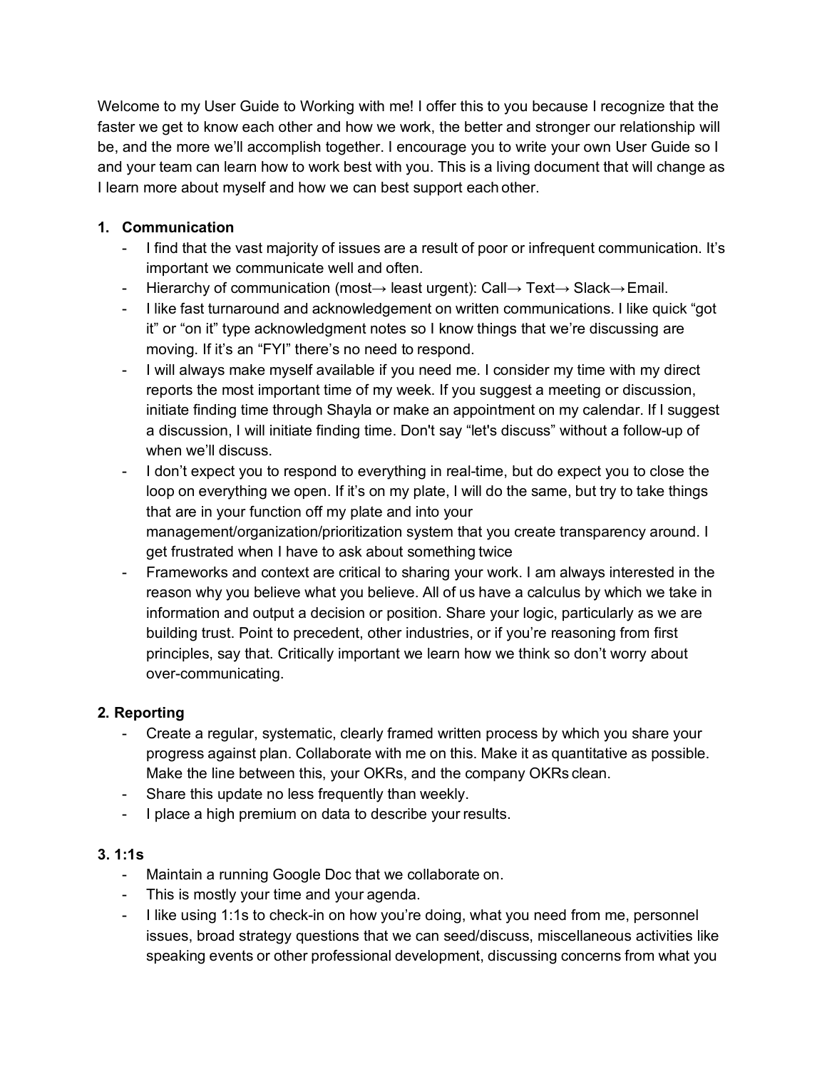Welcome to my User Guide to Working with me! I offer this to you because I recognize that the faster we get to know each other and how we work, the better and stronger our relationship will be, and the more we'll accomplish together. I encourage you to write your own User Guide so I and your team can learn how to work best with you. This is a living document that will change as I learn more about myself and how we can best support each other.

### 1. Communication

- I find that the vast majority of issues are a result of poor or infrequent communication. It's important we communicate well and often.
- Hierarchy of communication (most→ least urgent): Call→ Text→ Slack→Email.
- I like fast turnaround and acknowledgement on written communications. I like quick "got it" or "on it" type acknowledgment notes so I know things that we're discussing are moving. If it's an "FYI" there's no need to respond.
- I will always make myself available if you need me. I consider my time with my direct reports the most important time of my week. If you suggest a meeting or discussion, initiate finding time through Shayla or make an appointment on my calendar. If I suggest a discussion, I will initiate finding time. Don't say "let's discuss" without a follow-up of when we'll discuss.
- I don't expect you to respond to everything in real-time, but do expect you to close the loop on everything we open. If it's on my plate, I will do the same, but try to take things that are in your function off my plate and into your management/organization/prioritization system that you create transparency around. I get frustrated when I have to ask about something twice
- Frameworks and context are critical to sharing your work. I am always interested in the reason why you believe what you believe. All of us have a calculus by which we take in information and output a decision or position. Share your logic, particularly as we are building trust. Point to precedent, other industries, or if you're reasoning from first principles, say that. Critically important we learn how we think so don't worry about over-communicating.

### 2. Reporting

- Create a regular, systematic, clearly framed written process by which you share your progress against plan. Collaborate with me on this. Make it as quantitative as possible. Make the line between this, your OKRs, and the company OKRs clean.
- Share this update no less frequently than weekly.
- I place a high premium on data to describe your results.

### 3. 1:1s

- Maintain a running Google Doc that we collaborate on.
- This is mostly your time and your agenda.
- I like using 1:1s to check-in on how you're doing, what you need from me, personnel issues, broad strategy questions that we can seed/discuss, miscellaneous activities like speaking events or other professional development, discussing concerns from what you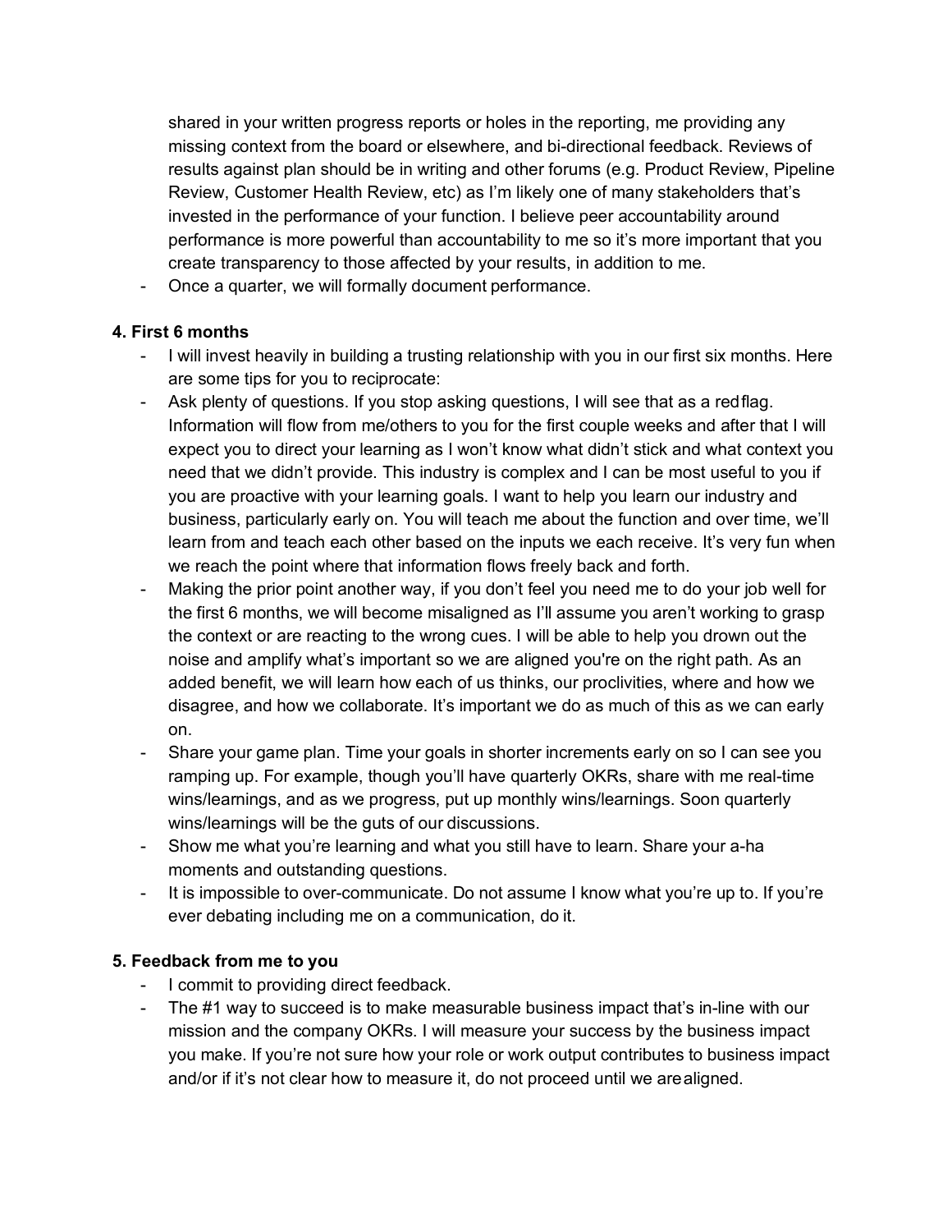shared in your written progress reports or holes in the reporting, me providing any missing context from the board or elsewhere, and bi-directional feedback. Reviews of results against plan should be in writing and other forums (e.g. Product Review, Pipeline Review, Customer Health Review, etc) as I'm likely one of many stakeholders that's invested in the performance of your function. I believe peer accountability around performance is more powerful than accountability to me so it's more important that you create transparency to those affected by your results, in addition to me.
- Once a quarter, we will formally document performance.

**4. First 6 months**

- I will invest heavily in building a trusting relationship with you in our first six months. Here are some tips for you to reciprocate:
- Ask plenty of questions. If you stop asking questions, I will see that as a red flag. Information will flow from me/others to you for the first couple weeks and after that I will expect you to direct your learning as I won't know what didn't stick and what context you need that we didn't provide. This industry is complex and I can be most useful to you if you are proactive with your learning goals. I want to help you learn our industry and business, particularly early on. You will teach me about the function and over time, we'll learn from and teach each other based on the inputs we each receive. It's very fun when we reach the point where that information flows freely back and forth.
- Making the prior point another way, if you don't feel you need me to do your job well for the first 6 months, we will become misaligned as I'll assume you aren't working to grasp the context or are reacting to the wrong cues. I will be able to help you drown out the noise and amplify what's important so we are aligned you're on the right path. As an added benefit, we will learn how each of us thinks, our proclivities, where and how we disagree, and how we collaborate. It's important we do as much of this as we can early on.
- Share your game plan. Time your goals in shorter increments early on so I can see you ramping up. For example, though you'll have quarterly OKRs, share with me real-time wins/learnings, and as we progress, put up monthly wins/learnings. Soon quarterly wins/learnings will be the guts of our discussions.
- Show me what you're learning and what you still have to learn. Share your a-ha moments and outstanding questions.
- It is impossible to over-communicate. Do not assume I know what you're up to. If you're ever debating including me on a communication, do it.

**5. Feedback from me to you**

- I commit to providing direct feedback.
- The #1 way to succeed is to make measurable business impact that's in-line with our mission and the company OKRs. I will measure your success by the business impact you make. If you're not sure how your role or work output contributes to business impact and/or if it's not clear how to measure it, do not proceed until we are aligned.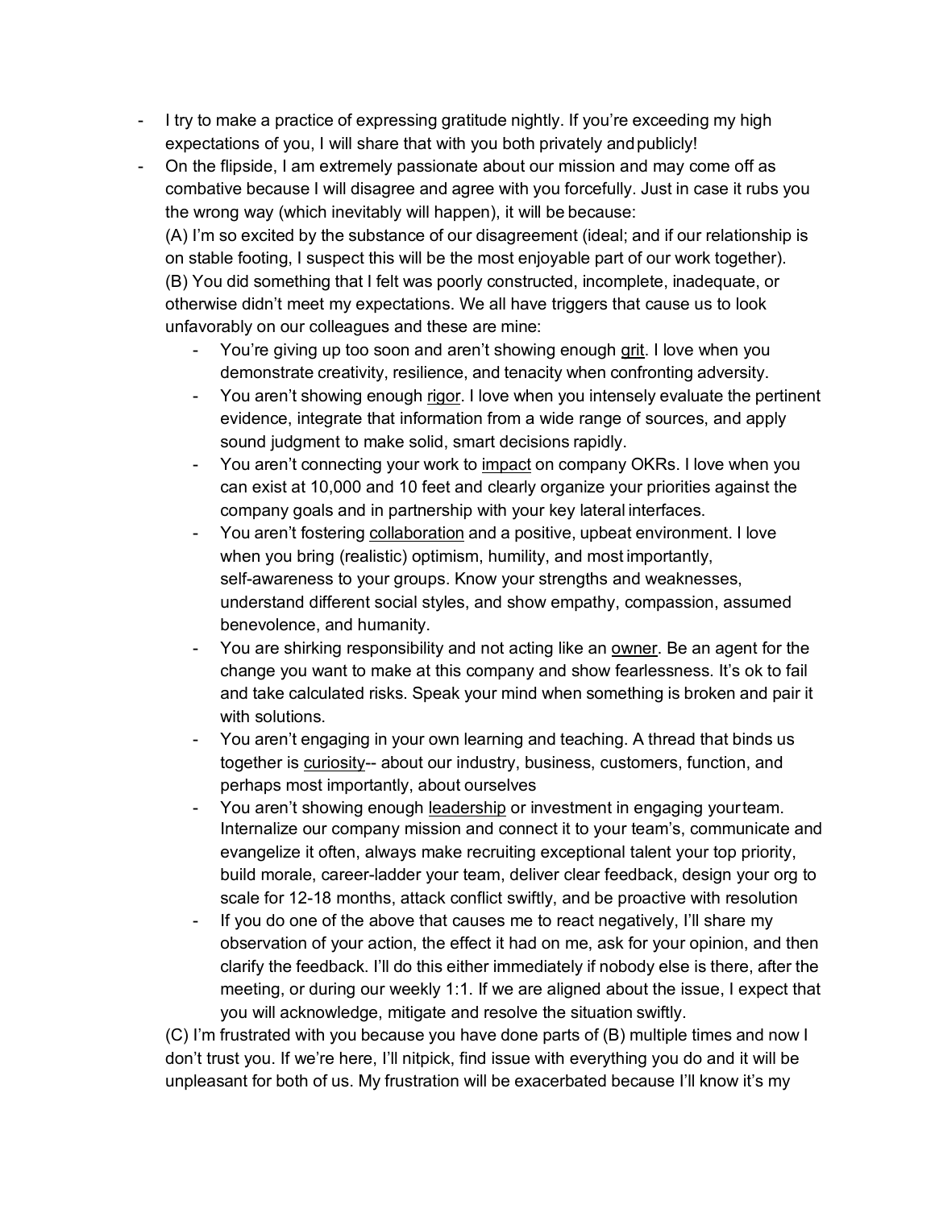- I try to make a practice of expressing gratitude nightly. If you're exceeding my high expectations of you, I will share that with you both privately and publicly!
- On the flipside, I am extremely passionate about our mission and may come off as combative because I will disagree and agree with you forcefully. Just in case it rubs you the wrong way (which inevitably will happen), it will be because:

  (A) I'm so excited by the substance of our disagreement (ideal; and if our relationship is on stable footing, I suspect this will be the most enjoyable part of our work together).

  (B) You did something that I felt was poorly constructed, incomplete, inadequate, or otherwise didn't meet my expectations. We all have triggers that cause us to look unfavorably on our colleagues and these are mine:

  - You're giving up too soon and aren't showing enough <u>grit</u>. I love when you demonstrate creativity, resilience, and tenacity when confronting adversity.
  - You aren't showing enough <u>rigor</u>. I love when you intensely evaluate the pertinent evidence, integrate that information from a wide range of sources, and apply sound judgment to make solid, smart decisions rapidly.
  - You aren't connecting your work to <u>impact</u> on company OKRs. I love when you can exist at 10,000 and 10 feet and clearly organize your priorities against the company goals and in partnership with your key lateral interfaces.
  - You aren't fostering <u>collaboration</u> and a positive, upbeat environment. I love when you bring (realistic) optimism, humility, and most importantly, self-awareness to your groups. Know your strengths and weaknesses, understand different social styles, and show empathy, compassion, assumed benevolence, and humanity.
  - You are shirking responsibility and not acting like an <u>owner</u>. Be an agent for the change you want to make at this company and show fearlessness. It's ok to fail and take calculated risks. Speak your mind when something is broken and pair it with solutions.
  - You aren't engaging in your own learning and teaching. A thread that binds us together is <u>curiosity</u>-- about our industry, business, customers, function, and perhaps most importantly, about ourselves
  - You aren't showing enough <u>leadership</u> or investment in engaging your team. Internalize our company mission and connect it to your team's, communicate and evangelize it often, always make recruiting exceptional talent your top priority, build morale, career-ladder your team, deliver clear feedback, design your org to scale for 12-18 months, attack conflict swiftly, and be proactive with resolution
  - If you do one of the above that causes me to react negatively, I'll share my observation of your action, the effect it had on me, ask for your opinion, and then clarify the feedback. I'll do this either immediately if nobody else is there, after the meeting, or during our weekly 1:1. If we are aligned about the issue, I expect that you will acknowledge, mitigate and resolve the situation swiftly.

  (C) I'm frustrated with you because you have done parts of (B) multiple times and now I don't trust you. If we're here, I'll nitpick, find issue with everything you do and it will be unpleasant for both of us. My frustration will be exacerbated because I'll know it's my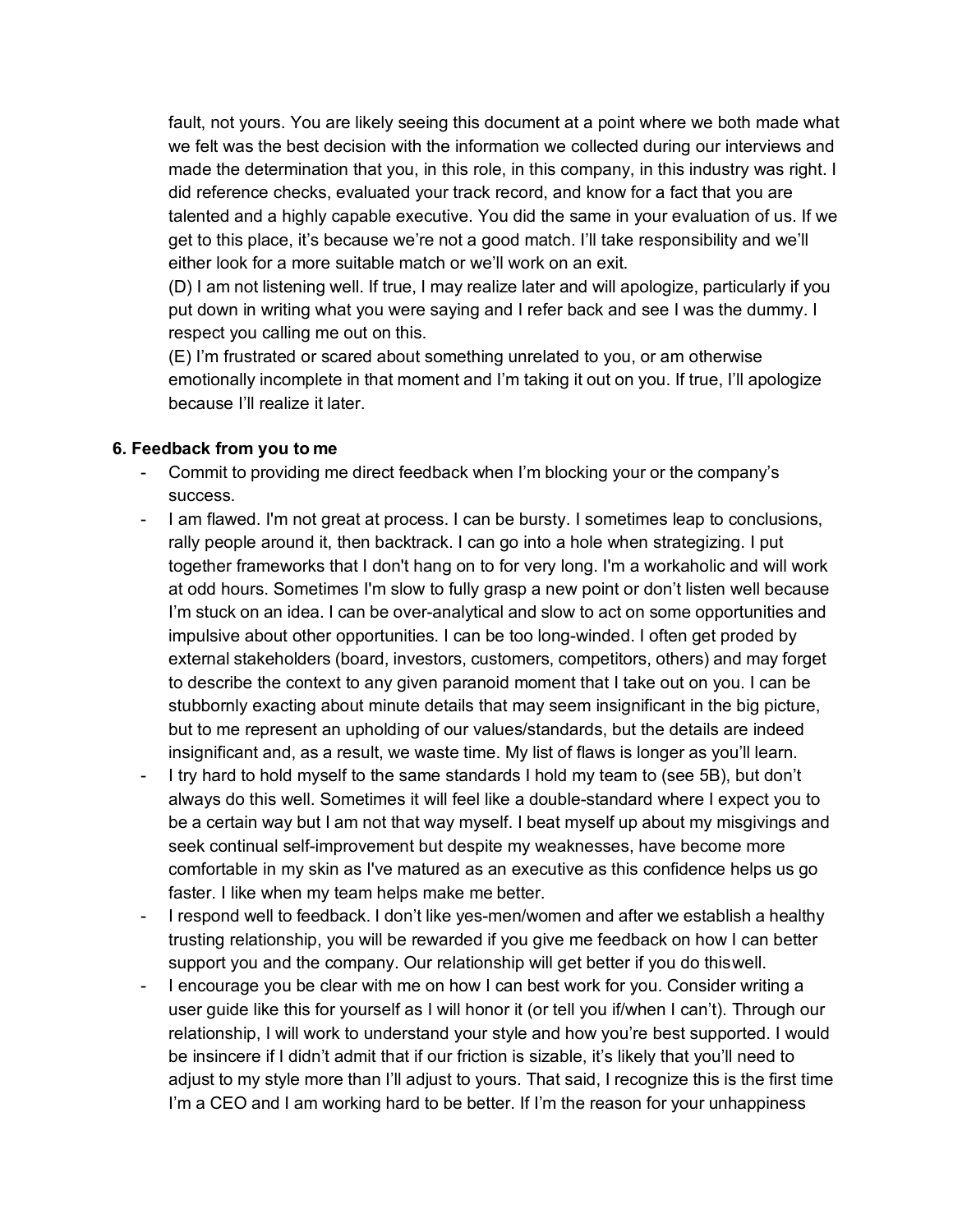fault, not yours. You are likely seeing this document at a point where we both made what we felt was the best decision with the information we collected during our interviews and made the determination that you, in this role, in this company, in this industry was right. I did reference checks, evaluated your track record, and know for a fact that you are talented and a highly capable executive. You did the same in your evaluation of us. If we get to this place, it's because we're not a good match. I'll take responsibility and we'll either look for a more suitable match or we'll work on an exit.

(D) I am not listening well. If true, I may realize later and will apologize, particularly if you put down in writing what you were saying and I refer back and see I was the dummy. I respect you calling me out on this.

(E) I'm frustrated or scared about something unrelated to you, or am otherwise emotionally incomplete in that moment and I'm taking it out on you. If true, I'll apologize because I'll realize it later.

### 6. Feedback from you to me

- Commit to providing me direct feedback when I'm blocking your or the company's success.
- I am flawed. I'm not great at process. I can be bursty. I sometimes leap to conclusions, rally people around it, then backtrack. I can go into a hole when strategizing. I put together frameworks that I don't hang on to for very long. I'm a workaholic and will work at odd hours. Sometimes I'm slow to fully grasp a new point or don't listen well because I'm stuck on an idea. I can be over-analytical and slow to act on some opportunities and impulsive about other opportunities. I can be too long-winded. I often get proded by external stakeholders (board, investors, customers, competitors, others) and may forget to describe the context to any given paranoid moment that I take out on you. I can be stubbornly exacting about minute details that may seem insignificant in the big picture, but to me represent an upholding of our values/standards, but the details are indeed insignificant and, as a result, we waste time. My list of flaws is longer as you'll learn.
- I try hard to hold myself to the same standards I hold my team to (see 5B), but don't always do this well. Sometimes it will feel like a double-standard where I expect you to be a certain way but I am not that way myself. I beat myself up about my misgivings and seek continual self-improvement but despite my weaknesses, have become more comfortable in my skin as I've matured as an executive as this confidence helps us go faster. I like when my team helps make me better.
- I respond well to feedback. I don't like yes-men/women and after we establish a healthy trusting relationship, you will be rewarded if you give me feedback on how I can better support you and the company. Our relationship will get better if you do thiswell.
- I encourage you be clear with me on how I can best work for you. Consider writing a user guide like this for yourself as I will honor it (or tell you if/when I can't). Through our relationship, I will work to understand your style and how you're best supported. I would be insincere if I didn't admit that if our friction is sizable, it's likely that you'll need to adjust to my style more than I'll adjust to yours. That said, I recognize this is the first time I'm a CEO and I am working hard to be better. If I'm the reason for your unhappiness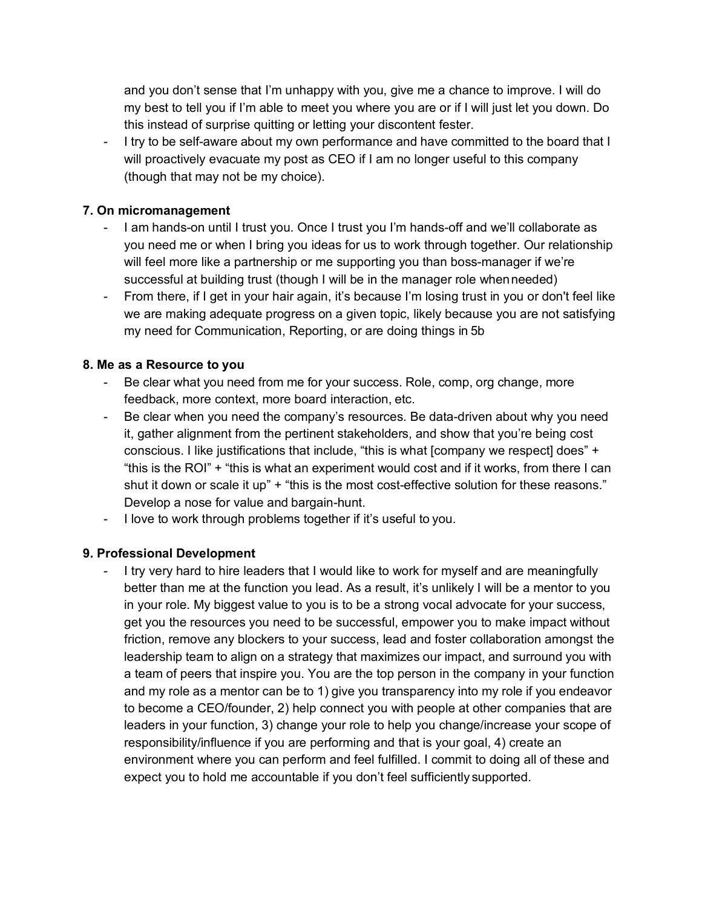and you don't sense that I'm unhappy with you, give me a chance to improve. I will do my best to tell you if I'm able to meet you where you are or if I will just let you down. Do this instead of surprise quitting or letting your discontent fester.

- I try to be self-aware about my own performance and have committed to the board that I will proactively evacuate my post as CEO if I am no longer useful to this company (though that may not be my choice).

**7. On micromanagement**

- I am hands-on until I trust you. Once I trust you I'm hands-off and we'll collaborate as you need me or when I bring you ideas for us to work through together. Our relationship will feel more like a partnership or me supporting you than boss-manager if we're successful at building trust (though I will be in the manager role when needed)
- From there, if I get in your hair again, it's because I'm losing trust in you or don't feel like we are making adequate progress on a given topic, likely because you are not satisfying my need for Communication, Reporting, or are doing things in 5b

**8. Me as a Resource to you**

- Be clear what you need from me for your success. Role, comp, org change, more feedback, more context, more board interaction, etc.
- Be clear when you need the company's resources. Be data-driven about why you need it, gather alignment from the pertinent stakeholders, and show that you're being cost conscious. I like justifications that include, "this is what [company we respect] does" + "this is the ROI" + "this is what an experiment would cost and if it works, from there I can shut it down or scale it up" + "this is the most cost-effective solution for these reasons." Develop a nose for value and bargain-hunt.
- I love to work through problems together if it's useful to you.

**9. Professional Development**

- I try very hard to hire leaders that I would like to work for myself and are meaningfully better than me at the function you lead. As a result, it's unlikely I will be a mentor to you in your role. My biggest value to you is to be a strong vocal advocate for your success, get you the resources you need to be successful, empower you to make impact without friction, remove any blockers to your success, lead and foster collaboration amongst the leadership team to align on a strategy that maximizes our impact, and surround you with a team of peers that inspire you. You are the top person in the company in your function and my role as a mentor can be to 1) give you transparency into my role if you endeavor to become a CEO/founder, 2) help connect you with people at other companies that are leaders in your function, 3) change your role to help you change/increase your scope of responsibility/influence if you are performing and that is your goal, 4) create an environment where you can perform and feel fulfilled. I commit to doing all of these and expect you to hold me accountable if you don't feel sufficiently supported.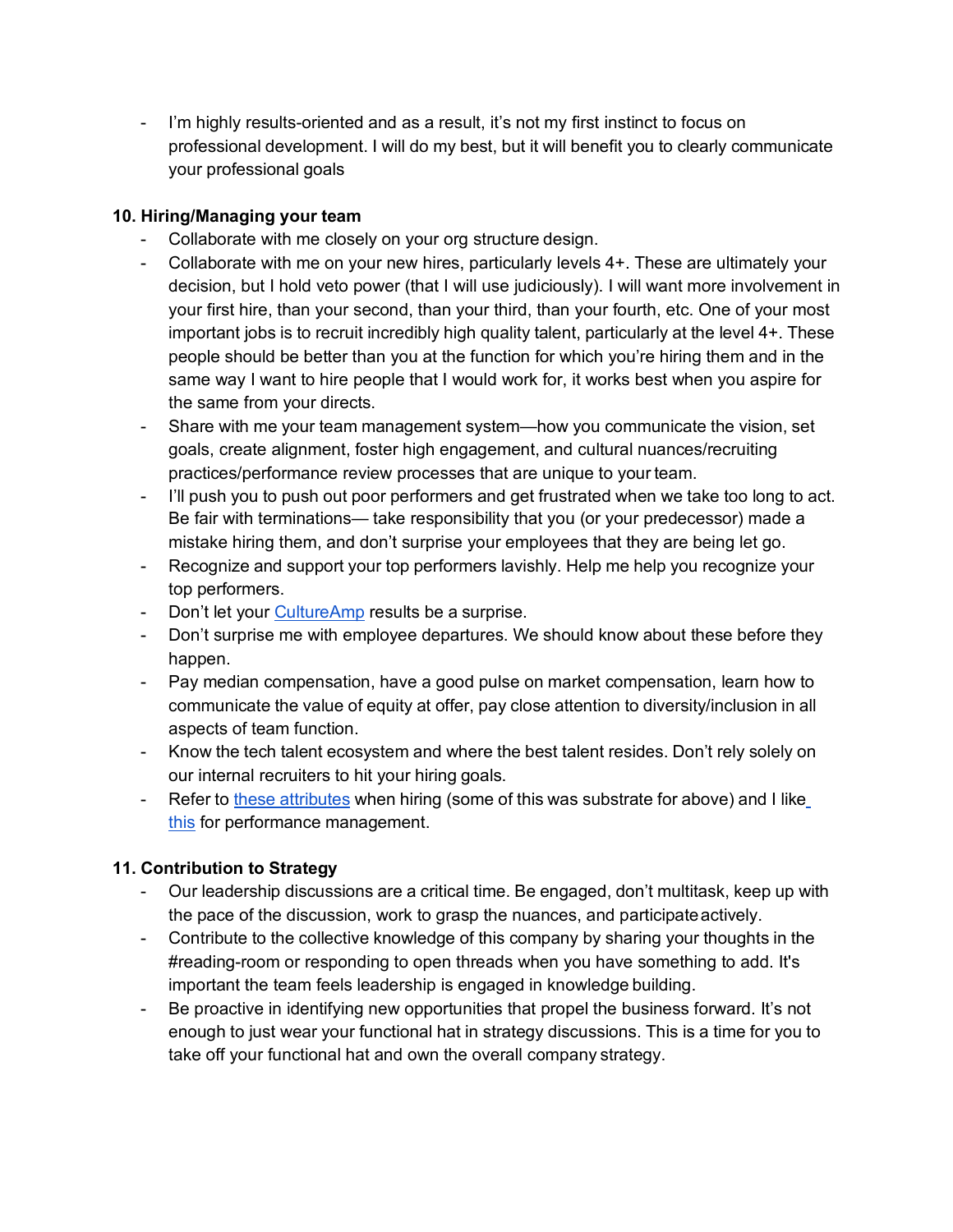- I'm highly results-oriented and as a result, it's not my first instinct to focus on professional development. I will do my best, but it will benefit you to clearly communicate your professional goals

**10. Hiring/Managing your team**

- Collaborate with me closely on your org structure design.
- Collaborate with me on your new hires, particularly levels 4+. These are ultimately your decision, but I hold veto power (that I will use judiciously). I will want more involvement in your first hire, than your second, than your third, than your fourth, etc. One of your most important jobs is to recruit incredibly high quality talent, particularly at the level 4+. These people should be better than you at the function for which you're hiring them and in the same way I want to hire people that I would work for, it works best when you aspire for the same from your directs.
- Share with me your team management system—how you communicate the vision, set goals, create alignment, foster high engagement, and cultural nuances/recruiting practices/performance review processes that are unique to your team.
- I'll push you to push out poor performers and get frustrated when we take too long to act. Be fair with terminations— take responsibility that you (or your predecessor) made a mistake hiring them, and don't surprise your employees that they are being let go.
- Recognize and support your top performers lavishly. Help me help you recognize your top performers.
- Don't let your CultureAmp results be a surprise.
- Don't surprise me with employee departures. We should know about these before they happen.
- Pay median compensation, have a good pulse on market compensation, learn how to communicate the value of equity at offer, pay close attention to diversity/inclusion in all aspects of team function.
- Know the tech talent ecosystem and where the best talent resides. Don't rely solely on our internal recruiters to hit your hiring goals.
- Refer to these attributes when hiring (some of this was substrate for above) and I like this for performance management.

**11. Contribution to Strategy**

- Our leadership discussions are a critical time. Be engaged, don't multitask, keep up with the pace of the discussion, work to grasp the nuances, and participate actively.
- Contribute to the collective knowledge of this company by sharing your thoughts in the #reading-room or responding to open threads when you have something to add. It's important the team feels leadership is engaged in knowledge building.
- Be proactive in identifying new opportunities that propel the business forward. It's not enough to just wear your functional hat in strategy discussions. This is a time for you to take off your functional hat and own the overall company strategy.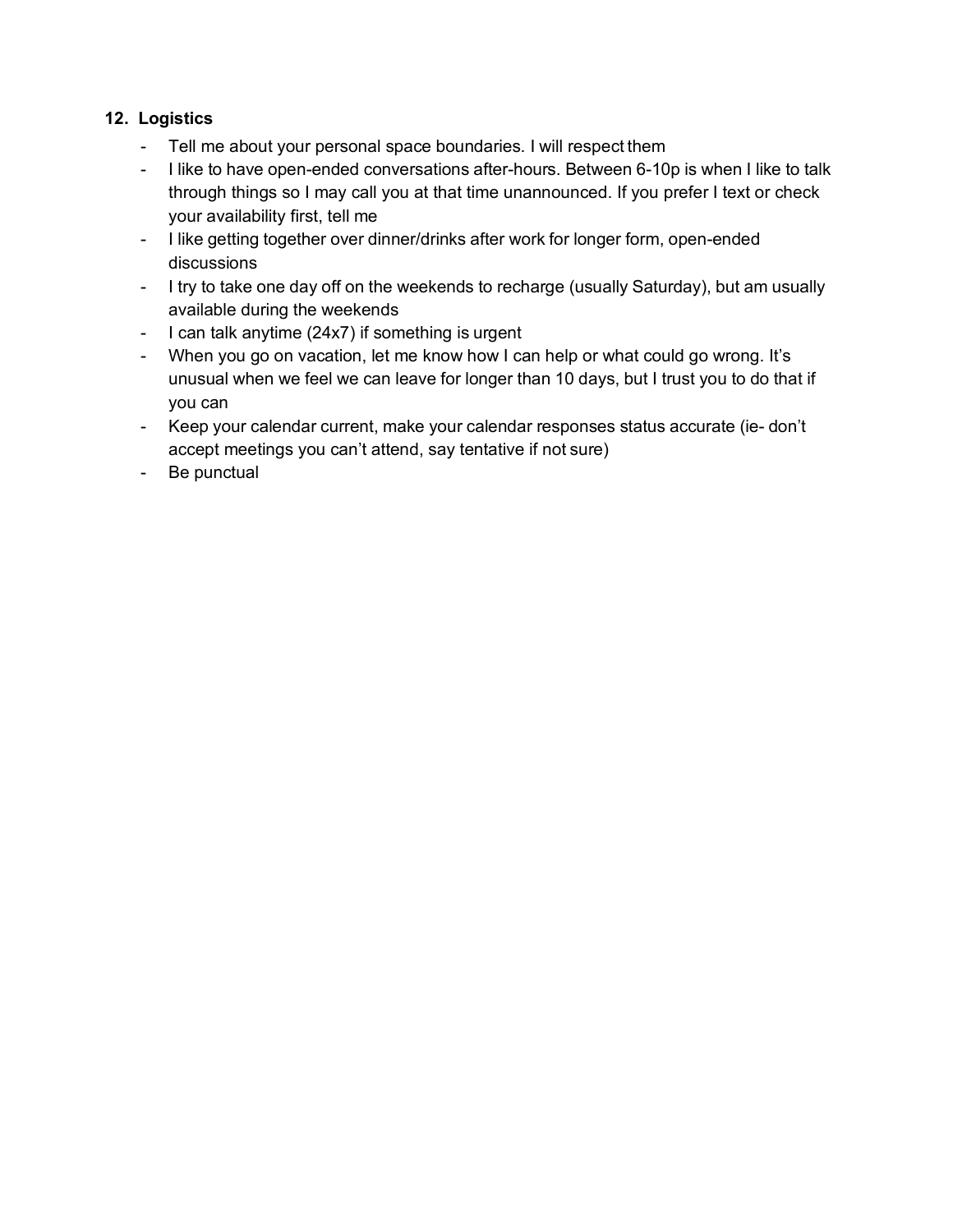### 12. Logistics

- Tell me about your personal space boundaries. I will respect them
- I like to have open-ended conversations after-hours. Between 6-10p is when I like to talk through things so I may call you at that time unannounced. If you prefer I text or check your availability first, tell me
- I like getting together over dinner/drinks after work for longer form, open-ended discussions
- I try to take one day off on the weekends to recharge (usually Saturday), but am usually available during the weekends
- I can talk anytime (24x7) if something is urgent
- When you go on vacation, let me know how I can help or what could go wrong. It's unusual when we feel we can leave for longer than 10 days, but I trust you to do that if you can
- Keep your calendar current, make your calendar responses status accurate (ie- don't accept meetings you can't attend, say tentative if not sure)
- Be punctual